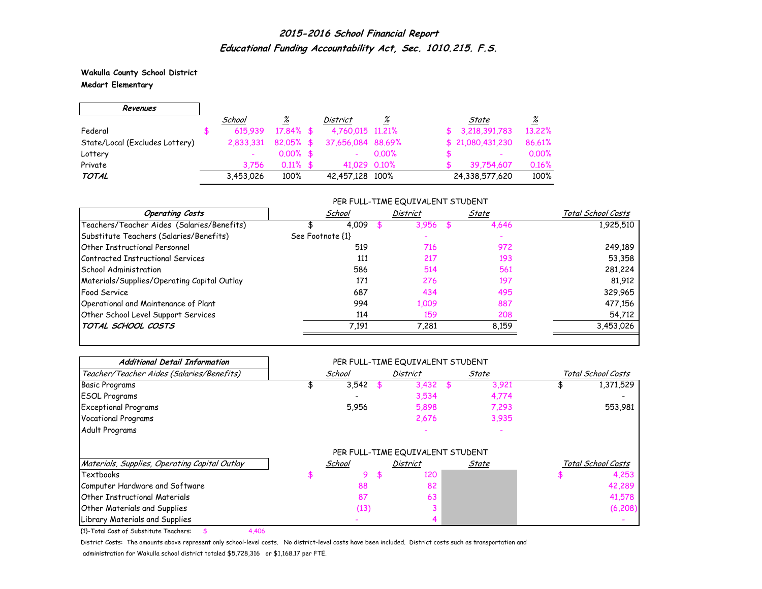# 2015-2016 School Financial Report

## Educational Funding Accountability Act, Sec. 1010.215. F.S.

**Wakulla County School District**
**Medart Elementary**

| Revenues | School | % | District | % | State | % |
|---|---|---|---|---|---|---|
| Federal | $ 615,939 | 17.84% | $ 4,760,015 | 11.21% | $ 3,218,391,783 | 13.22% |
| State/Local (Excludes Lottery) | 2,833,331 | 82.05% | $ 37,656,084 | 88.69% | $ 21,080,431,230 | 86.61% |
| Lottery | - | 0.00% | $ - | 0.00% | $ - | 0.00% |
| Private | 3,756 | 0.11% | $ 41,029 | 0.10% | $ 39,754,607 | 0.16% |
| ***TOTAL*** | 3,453,026 | 100% | 42,457,128 | 100% | 24,338,577,620 | 100% |

| Operating Costs | School (Per FTE Student) | District (Per FTE Student) | State (Per FTE Student) | Total School Costs |
|---|---|---|---|---|
| Teachers/Teacher Aides (Salaries/Benefits) | $ 4,009 | $ 3,956 | $ 4,646 | 1,925,510 |
| Substitute Teachers (Salaries/Benefits) | See Footnote {1} | - | - | |
| Other Instructional Personnel | 519 | 716 | 972 | 249,189 |
| Contracted Instructional Services | 111 | 217 | 193 | 53,358 |
| School Administration | 586 | 514 | 561 | 281,224 |
| Materials/Supplies/Operating Capital Outlay | 171 | 276 | 197 | 81,912 |
| Food Service | 687 | 434 | 495 | 329,965 |
| Operational and Maintenance of Plant | 994 | 1,009 | 887 | 477,156 |
| Other School Level Support Services | 114 | 159 | 208 | 54,712 |
| ***TOTAL SCHOOL COSTS*** | 7,191 | 7,281 | 8,159 | 3,453,026 |

**Additional Detail Information**

| Teacher/Teacher Aides (Salaries/Benefits) | School (Per FTE Student) | District (Per FTE Student) | State (Per FTE Student) | Total School Costs |
|---|---|---|---|---|
| Basic Programs | $ 3,542 | $ 3,432 | $ 3,921 | $ 1,371,529 |
| ESOL Programs | - | 3,534 | 4,774 | - |
| Exceptional Programs | 5,956 | 5,898 | 7,293 | 553,981 |
| Vocational Programs | | 2,676 | 3,935 | |
| Adult Programs | | - | - | |

| Materials, Supplies, Operating Capital Outlay | School (Per FTE Student) | District (Per FTE Student) | State (Per FTE Student) | Total School Costs |
|---|---|---|---|---|
| Textbooks | $ 9 | $ 120 | | $ 4,253 |
| Computer Hardware and Software | 88 | 82 | | 42,289 |
| Other Instructional Materials | 87 | 63 | | 41,578 |
| Other Materials and Supplies | (13) | 3 | | (6,208) |
| Library Materials and Supplies | - | 4 | | - |

{1}-Total Cost of Substitute Teachers: $ 4,406

District Costs: The amounts above represent only school-level costs. No district-level costs have been included. District costs such as transportation and administration for Wakulla school district totaled $5,728,316 or $1,168.17 per FTE.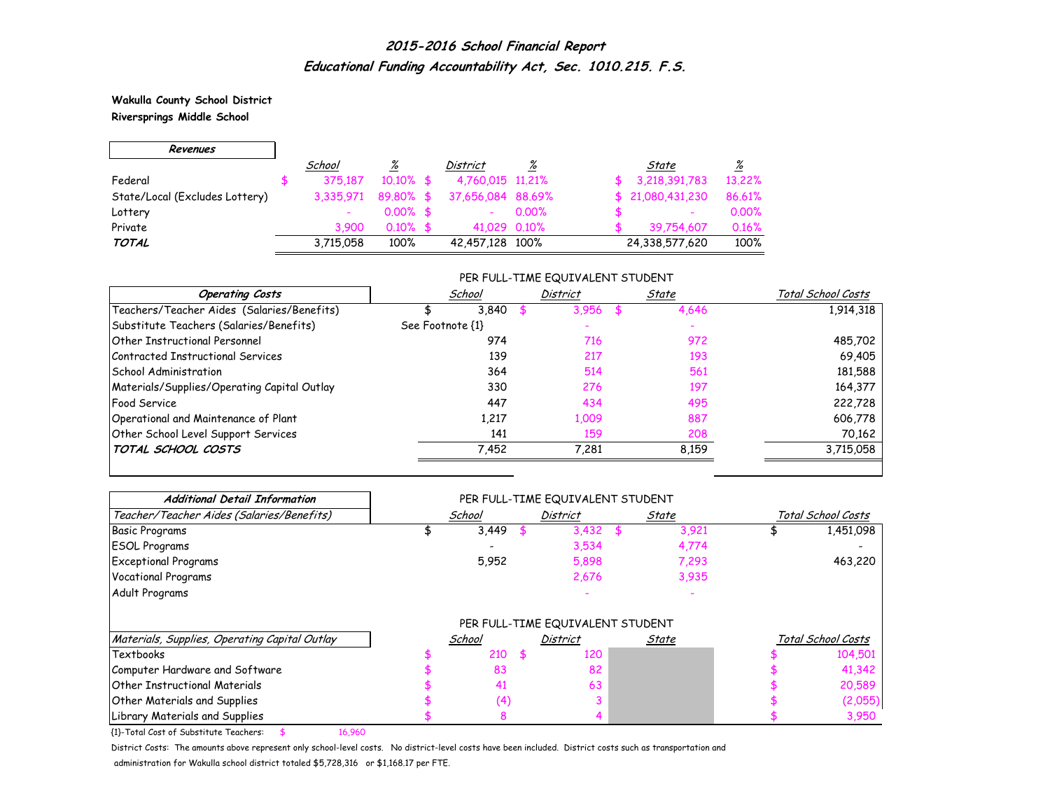## 2015-2016 School Financial Report
### Educational Funding Accountability Act, Sec. 1010.215. F.S.

**Wakulla County School District**
**Riversprings Middle School**

| Revenues | School | % | District | % | State | % |
|---|---|---|---|---|---|---|
| Federal | $ 375,187 | 10.10% | $ 4,760,015 | 11.21% | $ 3,218,391,783 | 13.22% |
| State/Local (Excludes Lottery) | 3,335,971 | 89.80% | $ 37,656,084 | 88.69% | $ 21,080,431,230 | 86.61% |
| Lottery | - | 0.00% | $ - | 0.00% | $ - | 0.00% |
| Private | 3,900 | 0.10% | $ 41,029 | 0.10% | $ 39,754,607 | 0.16% |
| **TOTAL** | 3,715,058 | 100% | 42,457,128 | 100% | 24,338,577,620 | 100% |

| Operating Costs | School (Per Full-Time Equivalent Student) | District (Per Full-Time Equivalent Student) | State (Per Full-Time Equivalent Student) | Total School Costs |
|---|---|---|---|---|
| Teachers/Teacher Aides (Salaries/Benefits) | $ 3,840 | $ 3,956 | $ 4,646 | 1,914,318 |
| Substitute Teachers (Salaries/Benefits) | See Footnote {1} | - | - | |
| Other Instructional Personnel | 974 | 716 | 972 | 485,702 |
| Contracted Instructional Services | 139 | 217 | 193 | 69,405 |
| School Administration | 364 | 514 | 561 | 181,588 |
| Materials/Supplies/Operating Capital Outlay | 330 | 276 | 197 | 164,377 |
| Food Service | 447 | 434 | 495 | 222,728 |
| Operational and Maintenance of Plant | 1,217 | 1,009 | 887 | 606,778 |
| Other School Level Support Services | 141 | 159 | 208 | 70,162 |
| **TOTAL SCHOOL COSTS** | 7,452 | 7,281 | 8,159 | 3,715,058 |

| Additional Detail Information<br>Teacher/Teacher Aides (Salaries/Benefits) | School (Per Full-Time Equivalent Student) | District (Per Full-Time Equivalent Student) | State (Per Full-Time Equivalent Student) | Total School Costs |
|---|---|---|---|---|
| Basic Programs | $ 3,449 | $ 3,432 | $ 3,921 | $ 1,451,098 |
| ESOL Programs | - | 3,534 | 4,774 | - |
| Exceptional Programs | 5,952 | 5,898 | 7,293 | 463,220 |
| Vocational Programs | | 2,676 | 3,935 | |
| Adult Programs | | - | - | |

| Materials, Supplies, Operating Capital Outlay | School (Per Full-Time Equivalent Student) | District (Per Full-Time Equivalent Student) | State (Per Full-Time Equivalent Student) | Total School Costs |
|---|---|---|---|---|
| Textbooks | $ 210 | $ 120 | | $ 104,501 |
| Computer Hardware and Software | $ 83 | 82 | | $ 41,342 |
| Other Instructional Materials | $ 41 | 63 | | $ 20,589 |
| Other Materials and Supplies | $ (4) | 3 | | $ (2,055) |
| Library Materials and Supplies | $ 8 | 4 | | $ 3,950 |

{1}-Total Cost of Substitute Teachers: $ 16,960

District Costs: The amounts above represent only school-level costs. No district-level costs have been included. District costs such as transportation and administration for Wakulla school district totaled $5,728,316 or $1,168.17 per FTE.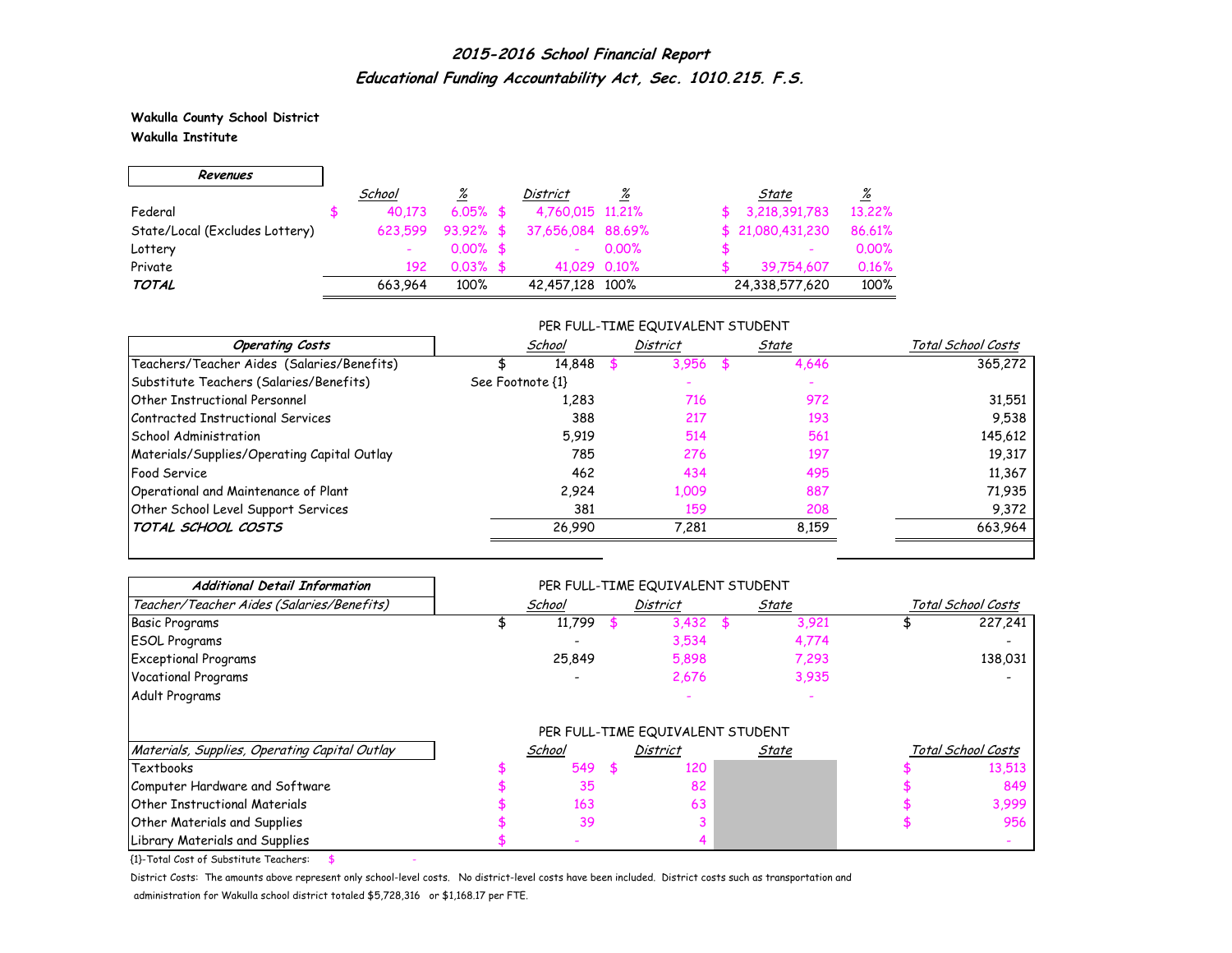## *2015-2016 School Financial Report*
## *Educational Funding Accountability Act, Sec. 1010.215. F.S.*

**Wakulla County School District**
**Wakulla Institute**

| ***Revenues*** | *School* | *%* | *District* | *%* | *State* | *%* |
|---|---|---|---|---|---|---|
| Federal | $ 40,173 | 6.05% | $ 4,760,015 | 11.21% | $ 3,218,391,783 | 13.22% |
| State/Local (Excludes Lottery) | 623,599 | 93.92% | $ 37,656,084 | 88.69% | $ 21,080,431,230 | 86.61% |
| Lottery | - | 0.00% | $ - | 0.00% | $ - | 0.00% |
| Private | 192 | 0.03% | $ 41,029 | 0.10% | $ 39,754,607 | 0.16% |
| ***TOTAL*** | 663,964 | 100% | 42,457,128 | 100% | 24,338,577,620 | 100% |

PER FULL-TIME EQUIVALENT STUDENT

| ***Operating Costs*** | *School* | *District* | *State* | *Total School Costs* |
|---|---|---|---|---|
| Teachers/Teacher Aides (Salaries/Benefits) | $ 14,848 | $ 3,956 | $ 4,646 | 365,272 |
| Substitute Teachers (Salaries/Benefits) | See Footnote {1} | - | - | |
| Other Instructional Personnel | 1,283 | 716 | 972 | 31,551 |
| Contracted Instructional Services | 388 | 217 | 193 | 9,538 |
| School Administration | 5,919 | 514 | 561 | 145,612 |
| Materials/Supplies/Operating Capital Outlay | 785 | 276 | 197 | 19,317 |
| Food Service | 462 | 434 | 495 | 11,367 |
| Operational and Maintenance of Plant | 2,924 | 1,009 | 887 | 71,935 |
| Other School Level Support Services | 381 | 159 | 208 | 9,372 |
| ***TOTAL SCHOOL COSTS*** | 26,990 | 7,281 | 8,159 | 663,964 |

PER FULL-TIME EQUIVALENT STUDENT

| ***Additional Detail Information*** | | | | |
|---|---|---|---|---|
| *Teacher/Teacher Aides (Salaries/Benefits)* | *School* | *District* | *State* | *Total School Costs* |
| Basic Programs | $ 11,799 | $ 3,432 | $ 3,921 | $ 227,241 |
| ESOL Programs | - | 3,534 | 4,774 | - |
| Exceptional Programs | 25,849 | 5,898 | 7,293 | 138,031 |
| Vocational Programs | - | 2,676 | 3,935 | - |
| Adult Programs | | - | - | |

PER FULL-TIME EQUIVALENT STUDENT

| *Materials, Supplies, Operating Capital Outlay* | *School* | *District* | *State* | *Total School Costs* |
|---|---|---|---|---|
| Textbooks | $ 549 | $ 120 | | $ 13,513 |
| Computer Hardware and Software | $ 35 | 82 | | $ 849 |
| Other Instructional Materials | $ 163 | 63 | | $ 3,999 |
| Other Materials and Supplies | $ 39 | 3 | | $ 956 |
| Library Materials and Supplies | $ - | 4 | | - |

{1}-Total Cost of Substitute Teachers: $ -

District Costs: The amounts above represent only school-level costs. No district-level costs have been included. District costs such as transportation and administration for Wakulla school district totaled $5,728,316 or $1,168.17 per FTE.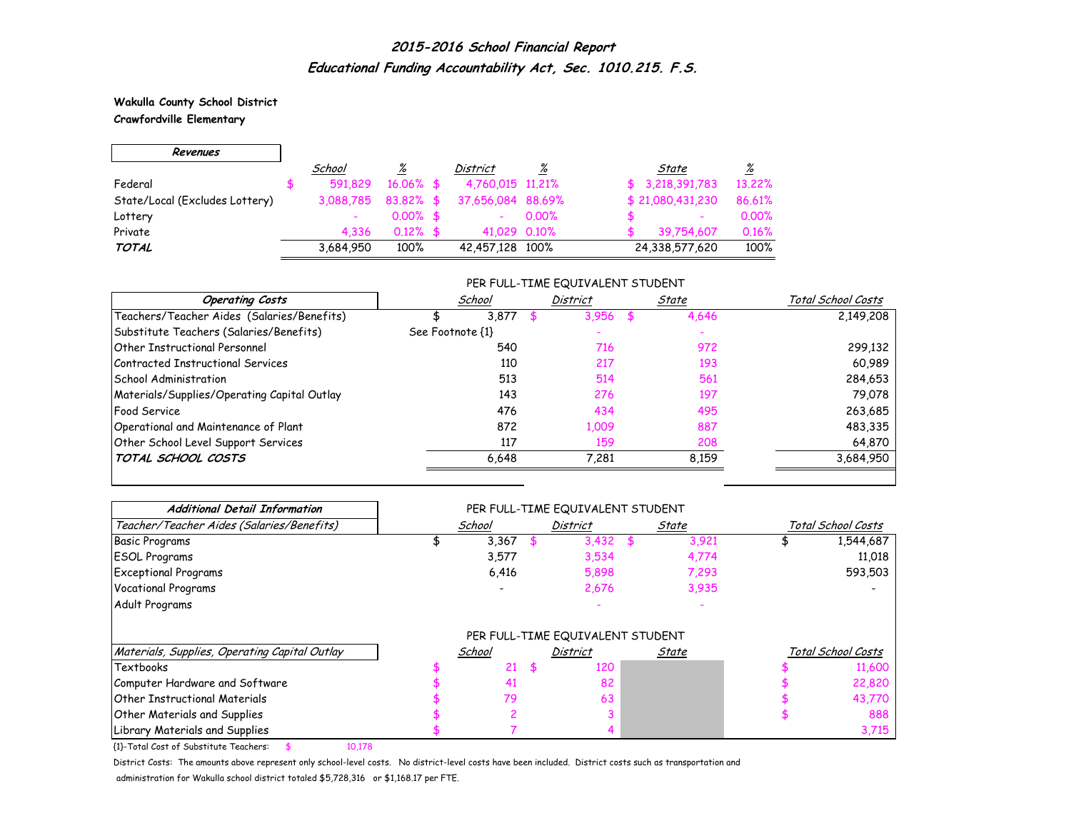# 2015-2016 School Financial Report

## Educational Funding Accountability Act, Sec. 1010.215. F.S.

**Wakulla County School District**
**Crawfordville Elementary**

| ***Revenues*** | *School* | *%* | *District* | *%* | *State* | *%* |
|---|---|---|---|---|---|---|
| Federal | $ 591,829 | 16.06% | $ 4,760,015 | 11.21% | $ 3,218,391,783 | 13.22% |
| State/Local (Excludes Lottery) | 3,088,785 | 83.82% | $ 37,656,084 | 88.69% | $ 21,080,431,230 | 86.61% |
| Lottery | - | 0.00% | $ - | 0.00% | $ - | 0.00% |
| Private | 4,336 | 0.12% | $ 41,029 | 0.10% | $ 39,754,607 | 0.16% |
| ***TOTAL*** | 3,684,950 | 100% | 42,457,128 | 100% | 24,338,577,620 | 100% |

| ***Operating Costs*** | PER FULL-TIME EQUIVALENT STUDENT *School* | *District* | *State* | *Total School Costs* |
|---|---|---|---|---|
| Teachers/Teacher Aides (Salaries/Benefits) | $ 3,877 | $ 3,956 | $ 4,646 | 2,149,208 |
| Substitute Teachers (Salaries/Benefits) | See Footnote {1} | - | - | |
| Other Instructional Personnel | 540 | 716 | 972 | 299,132 |
| Contracted Instructional Services | 110 | 217 | 193 | 60,989 |
| School Administration | 513 | 514 | 561 | 284,653 |
| Materials/Supplies/Operating Capital Outlay | 143 | 276 | 197 | 79,078 |
| Food Service | 476 | 434 | 495 | 263,685 |
| Operational and Maintenance of Plant | 872 | 1,009 | 887 | 483,335 |
| Other School Level Support Services | 117 | 159 | 208 | 64,870 |
| ***TOTAL SCHOOL COSTS*** | 6,648 | 7,281 | 8,159 | 3,684,950 |

| ***Additional Detail Information*** *Teacher/Teacher Aides (Salaries/Benefits)* | PER FULL-TIME EQUIVALENT STUDENT *School* | *District* | *State* | *Total School Costs* |
|---|---|---|---|---|
| Basic Programs | $ 3,367 | $ 3,432 | $ 3,921 | $ 1,544,687 |
| ESOL Programs | 3,577 | 3,534 | 4,774 | 11,018 |
| Exceptional Programs | 6,416 | 5,898 | 7,293 | 593,503 |
| Vocational Programs | - | 2,676 | 3,935 | - |
| Adult Programs | | - | - | |

| *Materials, Supplies, Operating Capital Outlay* | PER FULL-TIME EQUIVALENT STUDENT *School* | *District* | *State* | *Total School Costs* |
|---|---|---|---|---|
| Textbooks | $ 21 | $ 120 | | $ 11,600 |
| Computer Hardware and Software | $ 41 | 82 | | $ 22,820 |
| Other Instructional Materials | $ 79 | 63 | | $ 43,770 |
| Other Materials and Supplies | $ 2 | 3 | | $ 888 |
| Library Materials and Supplies | $ 7 | 4 | | 3,715 |

{1}-Total Cost of Substitute Teachers: $ 10,178

District Costs: The amounts above represent only school-level costs. No district-level costs have been included. District costs such as transportation and administration for Wakulla school district totaled $5,728,316 or $1,168.17 per FTE.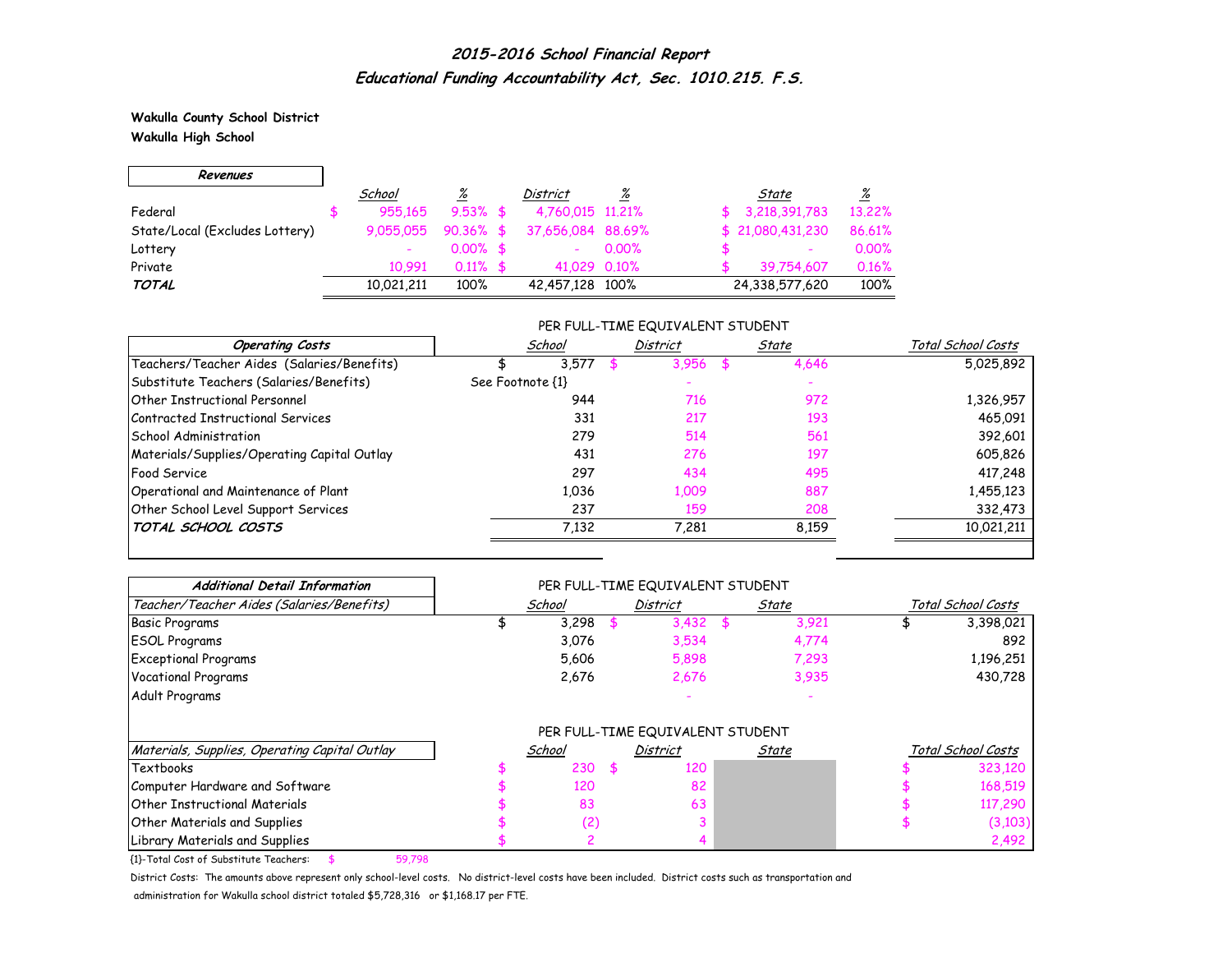## *2015-2016 School Financial Report*
## *Educational Funding Accountability Act, Sec. 1010.215. F.S.*

**Wakulla County School District**
**Wakulla High School**

| ***Revenues*** | *School* | *%* | *District* | *%* | *State* | *%* |
|---|---|---|---|---|---|---|
| Federal | $ 955,165 | 9.53% | $ 4,760,015 | 11.21% | $ 3,218,391,783 | 13.22% |
| State/Local (Excludes Lottery) | 9,055,055 | 90.36% | $ 37,656,084 | 88.69% | $ 21,080,431,230 | 86.61% |
| Lottery | - | 0.00% | $ - | 0.00% | $ - | 0.00% |
| Private | 10,991 | 0.11% | $ 41,029 | 0.10% | $ 39,754,607 | 0.16% |
| ***TOTAL*** | 10,021,211 | 100% | 42,457,128 | 100% | 24,338,577,620 | 100% |

| ***Operating Costs*** | *School* (PER FULL-TIME EQUIVALENT STUDENT) | *District* | *State* | *Total School Costs* |
|---|---|---|---|---|
| Teachers/Teacher Aides (Salaries/Benefits) | $ 3,577 | $ 3,956 | $ 4,646 | 5,025,892 |
| Substitute Teachers (Salaries/Benefits) | See Footnote {1} | - | - | |
| Other Instructional Personnel | 944 | 716 | 972 | 1,326,957 |
| Contracted Instructional Services | 331 | 217 | 193 | 465,091 |
| School Administration | 279 | 514 | 561 | 392,601 |
| Materials/Supplies/Operating Capital Outlay | 431 | 276 | 197 | 605,826 |
| Food Service | 297 | 434 | 495 | 417,248 |
| Operational and Maintenance of Plant | 1,036 | 1,009 | 887 | 1,455,123 |
| Other School Level Support Services | 237 | 159 | 208 | 332,473 |
| ***TOTAL SCHOOL COSTS*** | 7,132 | 7,281 | 8,159 | 10,021,211 |

| ***Additional Detail Information*** | PER FULL-TIME EQUIVALENT STUDENT | | | |
|---|---|---|---|---|
| *Teacher/Teacher Aides (Salaries/Benefits)* | *School* | *District* | *State* | *Total School Costs* |
| Basic Programs | $ 3,298 | $ 3,432 | $ 3,921 | $ 3,398,021 |
| ESOL Programs | 3,076 | 3,534 | 4,774 | 892 |
| Exceptional Programs | 5,606 | 5,898 | 7,293 | 1,196,251 |
| Vocational Programs | 2,676 | 2,676 | 3,935 | 430,728 |
| Adult Programs | | - | - | |

| *Materials, Supplies, Operating Capital Outlay* | *School* (PER FULL-TIME EQUIVALENT STUDENT) | *District* | *State* | *Total School Costs* |
|---|---|---|---|---|
| Textbooks | $ 230 | $ 120 | | $ 323,120 |
| Computer Hardware and Software | $ 120 | 82 | | $ 168,519 |
| Other Instructional Materials | $ 83 | 63 | | $ 117,290 |
| Other Materials and Supplies | $ (2) | 3 | | $ (3,103) |
| Library Materials and Supplies | $ 2 | 4 | | 2,492 |

{1}-Total Cost of Substitute Teachers: $ 59,798

District Costs: The amounts above represent only school-level costs. No district-level costs have been included. District costs such as transportation and administration for Wakulla school district totaled $5,728,316 or $1,168.17 per FTE.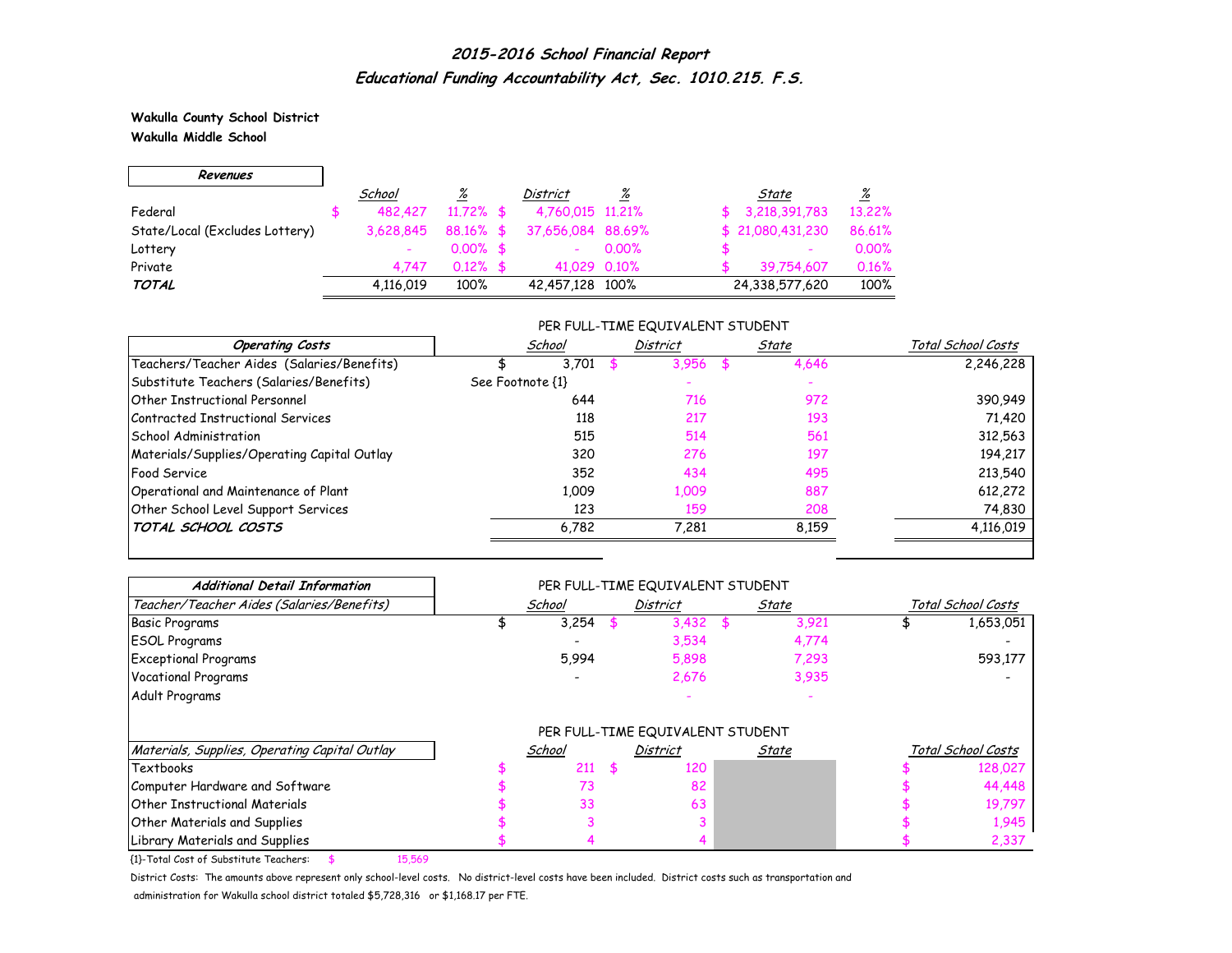## *2015-2016 School Financial Report*
## *Educational Funding Accountability Act, Sec. 1010.215. F.S.*

**Wakulla County School District**
**Wakulla Middle School**

| ***Revenues*** | *School* | *%* | *District* | *%* | *State* | *%* |
|---|---|---|---|---|---|---|
| Federal | $ 482,427 | 11.72% | $ 4,760,015 | 11.21% | $ 3,218,391,783 | 13.22% |
| State/Local (Excludes Lottery) | 3,628,845 | 88.16% | $ 37,656,084 | 88.69% | $ 21,080,431,230 | 86.61% |
| Lottery | - | 0.00% | $ - | 0.00% | $ - | 0.00% |
| Private | 4,747 | 0.12% | $ 41,029 | 0.10% | $ 39,754,607 | 0.16% |
| ***TOTAL*** | 4,116,019 | 100% | 42,457,128 | 100% | 24,338,577,620 | 100% |

| ***Operating Costs*** | PER FULL-TIME EQUIVALENT STUDENT *School* | *District* | *State* | *Total School Costs* |
|---|---|---|---|---|
| Teachers/Teacher Aides (Salaries/Benefits) | $ 3,701 | $ 3,956 | $ 4,646 | 2,246,228 |
| Substitute Teachers (Salaries/Benefits) | See Footnote {1} | - | - | |
| Other Instructional Personnel | 644 | 716 | 972 | 390,949 |
| Contracted Instructional Services | 118 | 217 | 193 | 71,420 |
| School Administration | 515 | 514 | 561 | 312,563 |
| Materials/Supplies/Operating Capital Outlay | 320 | 276 | 197 | 194,217 |
| Food Service | 352 | 434 | 495 | 213,540 |
| Operational and Maintenance of Plant | 1,009 | 1,009 | 887 | 612,272 |
| Other School Level Support Services | 123 | 159 | 208 | 74,830 |
| ***TOTAL SCHOOL COSTS*** | 6,782 | 7,281 | 8,159 | 4,116,019 |

| ***Additional Detail Information*** *Teacher/Teacher Aides (Salaries/Benefits)* | PER FULL-TIME EQUIVALENT STUDENT *School* | *District* | *State* | *Total School Costs* |
|---|---|---|---|---|
| Basic Programs | $ 3,254 | $ 3,432 | $ 3,921 | $ 1,653,051 |
| ESOL Programs | - | 3,534 | 4,774 | - |
| Exceptional Programs | 5,994 | 5,898 | 7,293 | 593,177 |
| Vocational Programs | - | 2,676 | 3,935 | - |
| Adult Programs | | - | - | |

| *Materials, Supplies, Operating Capital Outlay* | PER FULL-TIME EQUIVALENT STUDENT *School* | *District* | *State* | *Total School Costs* |
|---|---|---|---|---|
| Textbooks | $ 211 | $ 120 | | $ 128,027 |
| Computer Hardware and Software | $ 73 | 82 | | $ 44,448 |
| Other Instructional Materials | $ 33 | 63 | | $ 19,797 |
| Other Materials and Supplies | $ 3 | 3 | | $ 1,945 |
| Library Materials and Supplies | $ 4 | 4 | | $ 2,337 |

{1}-Total Cost of Substitute Teachers: $ 15,569

District Costs: The amounts above represent only school-level costs. No district-level costs have been included. District costs such as transportation and administration for Wakulla school district totaled $5,728,316 or $1,168.17 per FTE.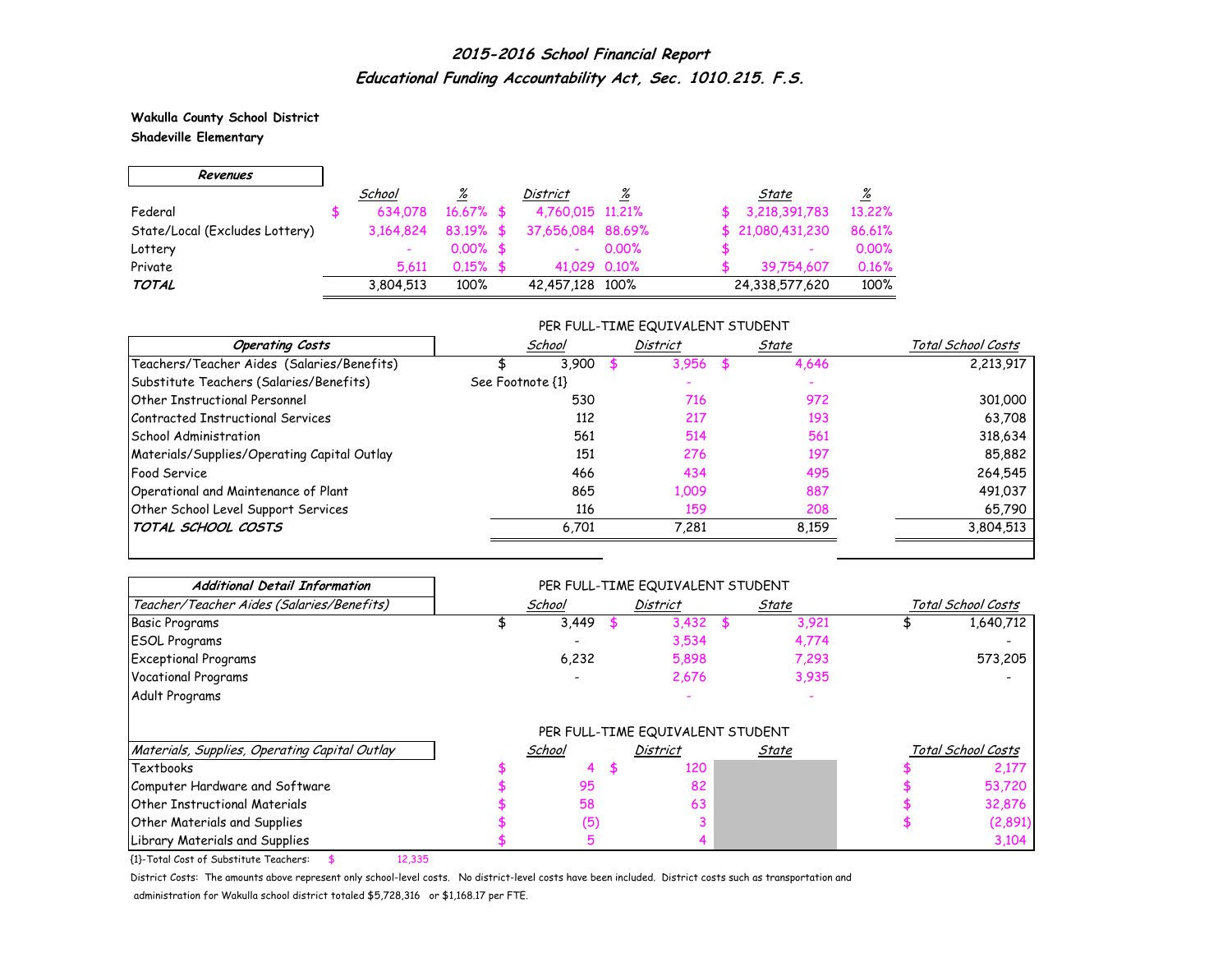# *2015-2016 School Financial Report*

## *Educational Funding Accountability Act, Sec. 1010.215. F.S.*

**Wakulla County School District**

**Shadeville Elementary**

| *Revenues* | *School* | *%* | *District* | *%* | *State* | *%* |
|---|---|---|---|---|---|---|
| Federal | $ 634,078 | 16.67% | $ 4,760,015 | 11.21% | $ 3,218,391,783 | 13.22% |
| State/Local (Excludes Lottery) | 3,164,824 | 83.19% | $ 37,656,084 | 88.69% | $ 21,080,431,230 | 86.61% |
| Lottery | - | 0.00% | $ - | 0.00% | $ - | 0.00% |
| Private | 5,611 | 0.15% | $ 41,029 | 0.10% | $ 39,754,607 | 0.16% |
| ***TOTAL*** | 3,804,513 | 100% | 42,457,128 | 100% | 24,338,577,620 | 100% |

PER FULL-TIME EQUIVALENT STUDENT

| *Operating Costs* | *School* | *District* | *State* | *Total School Costs* |
|---|---|---|---|---|
| Teachers/Teacher Aides (Salaries/Benefits) | $ 3,900 | $ 3,956 | $ 4,646 | 2,213,917 |
| Substitute Teachers (Salaries/Benefits) | See Footnote {1} | - | - | |
| Other Instructional Personnel | 530 | 716 | 972 | 301,000 |
| Contracted Instructional Services | 112 | 217 | 193 | 63,708 |
| School Administration | 561 | 514 | 561 | 318,634 |
| Materials/Supplies/Operating Capital Outlay | 151 | 276 | 197 | 85,882 |
| Food Service | 466 | 434 | 495 | 264,545 |
| Operational and Maintenance of Plant | 865 | 1,009 | 887 | 491,037 |
| Other School Level Support Services | 116 | 159 | 208 | 65,790 |
| ***TOTAL SCHOOL COSTS*** | 6,701 | 7,281 | 8,159 | 3,804,513 |

PER FULL-TIME EQUIVALENT STUDENT

| ***Additional Detail Information*** <br> *Teacher/Teacher Aides (Salaries/Benefits)* | *School* | *District* | *State* | *Total School Costs* |
|---|---|---|---|---|
| Basic Programs | $ 3,449 | $ 3,432 | $ 3,921 | $ 1,640,712 |
| ESOL Programs | - | 3,534 | 4,774 | - |
| Exceptional Programs | 6,232 | 5,898 | 7,293 | 573,205 |
| Vocational Programs | - | 2,676 | 3,935 | - |
| Adult Programs | | - | - | |

PER FULL-TIME EQUIVALENT STUDENT

| *Materials, Supplies, Operating Capital Outlay* | *School* | *District* | *State* | *Total School Costs* |
|---|---|---|---|---|
| Textbooks | $ 4 | $ 120 | | $ 2,177 |
| Computer Hardware and Software | $ 95 | 82 | | $ 53,720 |
| Other Instructional Materials | $ 58 | 63 | | $ 32,876 |
| Other Materials and Supplies | $ (5) | 3 | | $ (2,891) |
| Library Materials and Supplies | $ 5 | 4 | | 3,104 |

{1}-Total Cost of Substitute Teachers: $ 12,335

District Costs: The amounts above represent only school-level costs. No district-level costs have been included. District costs such as transportation and administration for Wakulla school district totaled $5,728,316 or $1,168.17 per FTE.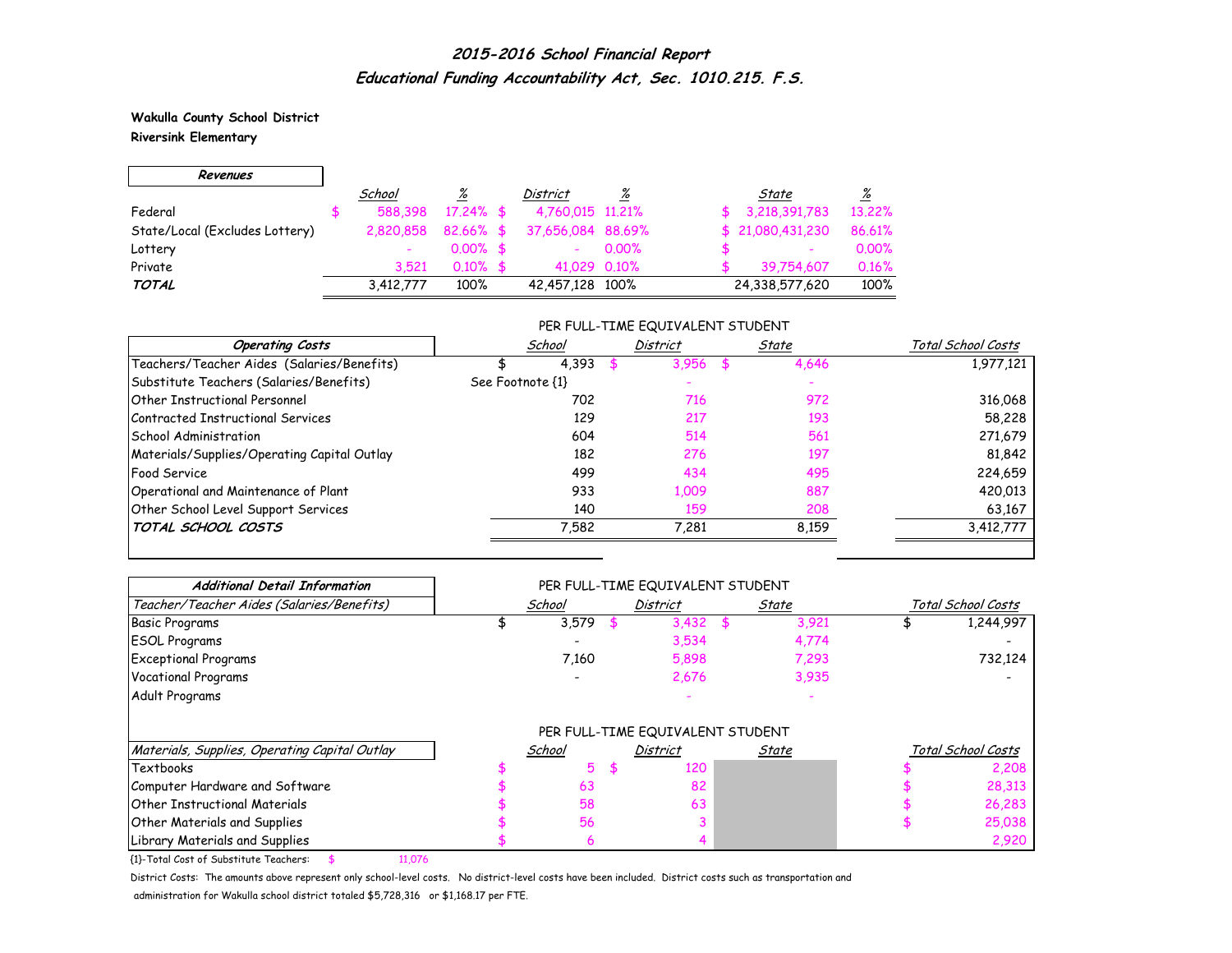# *2015-2016 School Financial Report*
## *Educational Funding Accountability Act, Sec. 1010.215. F.S.*

**Wakulla County School District**
**Riversink Elementary**

| *Revenues* | *School* | *%* | *District* | *%* | *State* | *%* |
|---|---|---|---|---|---|---|
| Federal | $ 588,398 | 17.24% | $ 4,760,015 | 11.21% | $ 3,218,391,783 | 13.22% |
| State/Local (Excludes Lottery) | 2,820,858 | 82.66% | $ 37,656,084 | 88.69% | $ 21,080,431,230 | 86.61% |
| Lottery | - | 0.00% | $ - | 0.00% | $ - | 0.00% |
| Private | 3,521 | 0.10% | $ 41,029 | 0.10% | $ 39,754,607 | 0.16% |
| ***TOTAL*** | 3,412,777 | 100% | 42,457,128 | 100% | 24,338,577,620 | 100% |

PER FULL-TIME EQUIVALENT STUDENT

| *Operating Costs* | *School* | *District* | *State* | *Total School Costs* |
|---|---|---|---|---|
| Teachers/Teacher Aides (Salaries/Benefits) | $ 4,393 | $ 3,956 | $ 4,646 | 1,977,121 |
| Substitute Teachers (Salaries/Benefits) | See Footnote {1} | - | - | |
| Other Instructional Personnel | 702 | 716 | 972 | 316,068 |
| Contracted Instructional Services | 129 | 217 | 193 | 58,228 |
| School Administration | 604 | 514 | 561 | 271,679 |
| Materials/Supplies/Operating Capital Outlay | 182 | 276 | 197 | 81,842 |
| Food Service | 499 | 434 | 495 | 224,659 |
| Operational and Maintenance of Plant | 933 | 1,009 | 887 | 420,013 |
| Other School Level Support Services | 140 | 159 | 208 | 63,167 |
| ***TOTAL SCHOOL COSTS*** | 7,582 | 7,281 | 8,159 | 3,412,777 |

PER FULL-TIME EQUIVALENT STUDENT

| *Additional Detail Information* | | | | |
|---|---|---|---|---|
| *Teacher/Teacher Aides (Salaries/Benefits)* | *School* | *District* | *State* | *Total School Costs* |
| Basic Programs | $ 3,579 | $ 3,432 | $ 3,921 | $ 1,244,997 |
| ESOL Programs | - | 3,534 | 4,774 | - |
| Exceptional Programs | 7,160 | 5,898 | 7,293 | 732,124 |
| Vocational Programs | - | 2,676 | 3,935 | - |
| Adult Programs | | - | - | |

PER FULL-TIME EQUIVALENT STUDENT

| *Materials, Supplies, Operating Capital Outlay* | *School* | *District* | *State* | *Total School Costs* |
|---|---|---|---|---|
| Textbooks | $ 5 | $ 120 | | $ 2,208 |
| Computer Hardware and Software | $ 63 | 82 | | $ 28,313 |
| Other Instructional Materials | $ 58 | 63 | | $ 26,283 |
| Other Materials and Supplies | $ 56 | 3 | | $ 25,038 |
| Library Materials and Supplies | $ 6 | 4 | | 2,920 |

{1}-Total Cost of Substitute Teachers: $ 11,076

District Costs: The amounts above represent only school-level costs. No district-level costs have been included. District costs such as transportation and administration for Wakulla school district totaled $5,728,316 or $1,168.17 per FTE.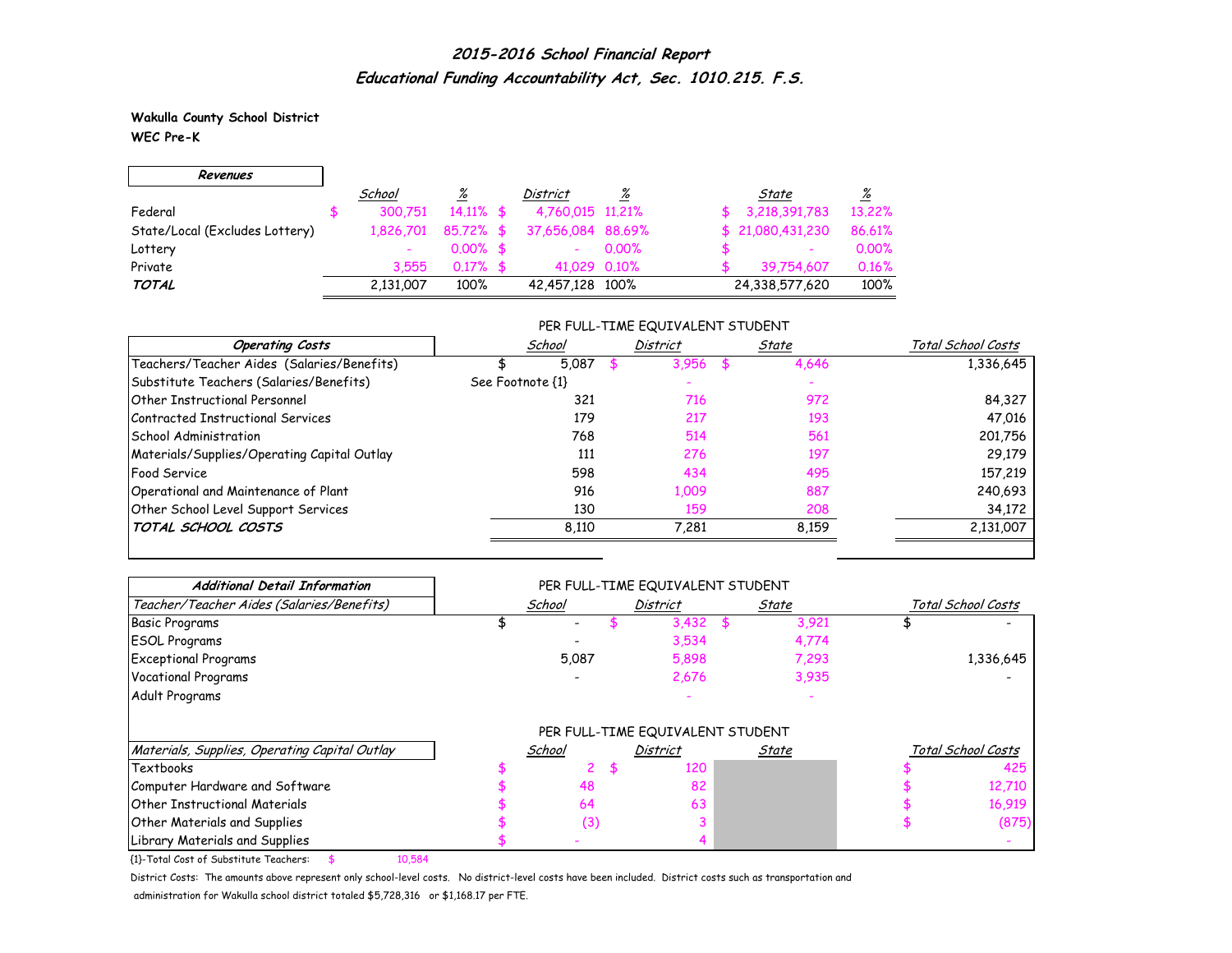## *2015-2016 School Financial Report*
## *Educational Funding Accountability Act, Sec. 1010.215. F.S.*

**Wakulla County School District**
**WEC Pre-K**

| ***Revenues*** | *School* | *%* | *District* | *%* | *State* | *%* |
|---|---|---|---|---|---|---|
| Federal | $ 300,751 | 14.11% | $ 4,760,015 | 11.21% | $ 3,218,391,783 | 13.22% |
| State/Local (Excludes Lottery) | 1,826,701 | 85.72% | $ 37,656,084 | 88.69% | $ 21,080,431,230 | 86.61% |
| Lottery | - | 0.00% | $ - | 0.00% | $ - | 0.00% |
| Private | 3,555 | 0.17% | $ 41,029 | 0.10% | $ 39,754,607 | 0.16% |
| ***TOTAL*** | 2,131,007 | 100% | 42,457,128 | 100% | 24,338,577,620 | 100% |

PER FULL-TIME EQUIVALENT STUDENT

| ***Operating Costs*** | *School* | *District* | *State* | *Total School Costs* |
|---|---|---|---|---|
| Teachers/Teacher Aides (Salaries/Benefits) | $ 5,087 | $ 3,956 | $ 4,646 | 1,336,645 |
| Substitute Teachers (Salaries/Benefits) | See Footnote {1} | - | - | |
| Other Instructional Personnel | 321 | 716 | 972 | 84,327 |
| Contracted Instructional Services | 179 | 217 | 193 | 47,016 |
| School Administration | 768 | 514 | 561 | 201,756 |
| Materials/Supplies/Operating Capital Outlay | 111 | 276 | 197 | 29,179 |
| Food Service | 598 | 434 | 495 | 157,219 |
| Operational and Maintenance of Plant | 916 | 1,009 | 887 | 240,693 |
| Other School Level Support Services | 130 | 159 | 208 | 34,172 |
| ***TOTAL SCHOOL COSTS*** | 8,110 | 7,281 | 8,159 | 2,131,007 |

PER FULL-TIME EQUIVALENT STUDENT

| ***Additional Detail Information*** | | | | |
|---|---|---|---|---|
| *Teacher/Teacher Aides (Salaries/Benefits)* | *School* | *District* | *State* | *Total School Costs* |
| Basic Programs | $ - | $ 3,432 | $ 3,921 | $ - |
| ESOL Programs | - | 3,534 | 4,774 | |
| Exceptional Programs | 5,087 | 5,898 | 7,293 | 1,336,645 |
| Vocational Programs | - | 2,676 | 3,935 | - |
| Adult Programs | | - | - | |

PER FULL-TIME EQUIVALENT STUDENT

| *Materials, Supplies, Operating Capital Outlay* | *School* | *District* | *State* | *Total School Costs* |
|---|---|---|---|---|
| Textbooks | $ 2 | $ 120 | | $ 425 |
| Computer Hardware and Software | $ 48 | 82 | | $ 12,710 |
| Other Instructional Materials | $ 64 | 63 | | $ 16,919 |
| Other Materials and Supplies | $ (3) | 3 | | $ (875) |
| Library Materials and Supplies | $ - | 4 | | - |

{1}-Total Cost of Substitute Teachers: $ 10,584

District Costs: The amounts above represent only school-level costs. No district-level costs have been included. District costs such as transportation and administration for Wakulla school district totaled $5,728,316 or $1,168.17 per FTE.